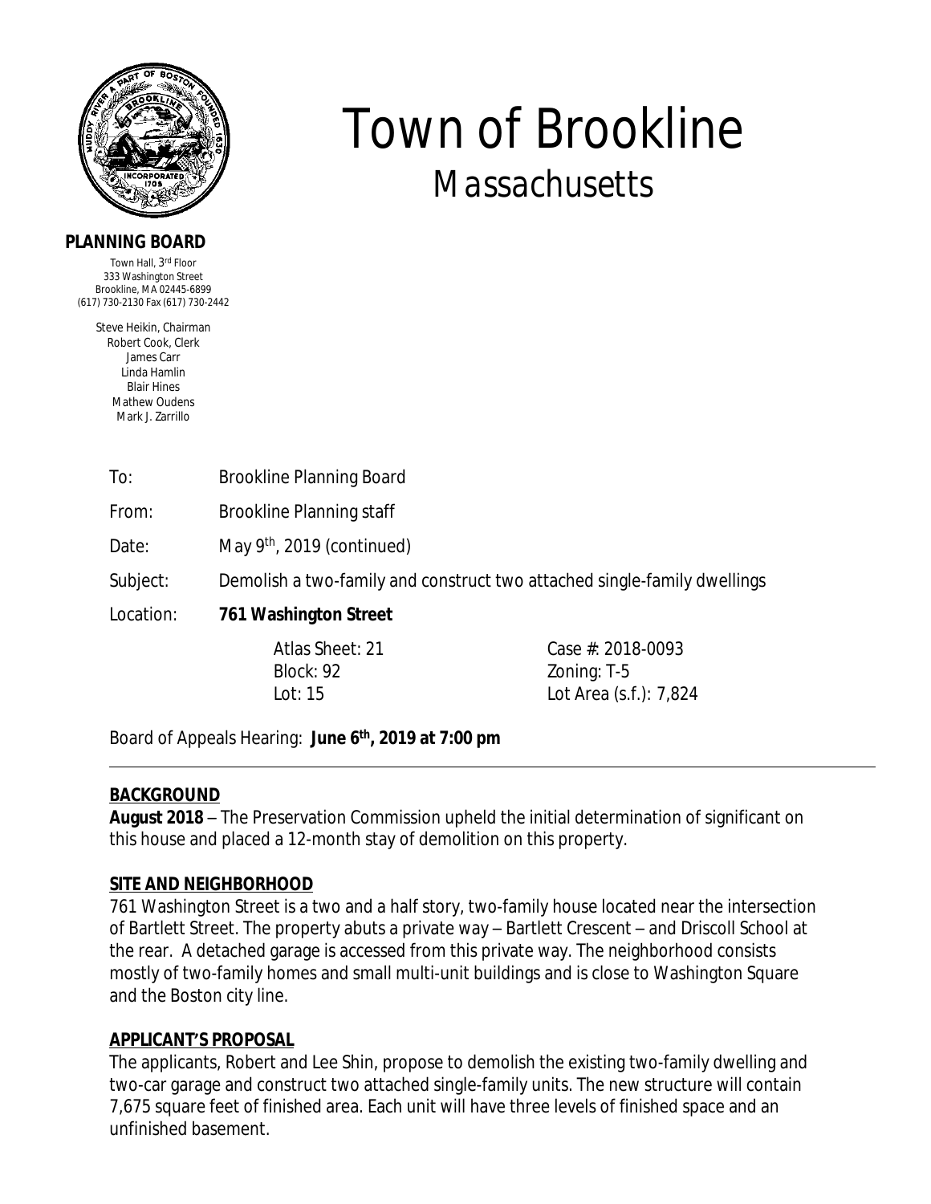# Town of Brookline
## Massachusetts

**PLANNING BOARD**

Town Hall, 3rd Floor
333 Washington Street
Brookline, MA 02445-6899
(617) 730-2130 Fax (617) 730-2442

Steve Heikin, Chairman
Robert Cook, Clerk
James Carr
Linda Hamlin
Blair Hines
Mathew Oudens
Mark J. Zarrillo

To: Brookline Planning Board

From: Brookline Planning staff

Date: May 9th, 2019 (continued)

Subject: Demolish a two-family and construct two attached single-family dwellings

Location: **761 Washington Street**

| | |
|---|---|
| Atlas Sheet: 21 | Case #: 2018-0093 |
| Block: 92 | Zoning: T-5 |
| Lot: 15 | Lot Area (s.f.): 7,824 |

Board of Appeals Hearing: **June 6th, 2019 at 7:00 pm**

---

**BACKGROUND**

**August 2018** – The Preservation Commission upheld the initial determination of significant on this house and placed a 12-month stay of demolition on this property.

**SITE AND NEIGHBORHOOD**

761 Washington Street is a two and a half story, two-family house located near the intersection of Bartlett Street. The property abuts a private way – Bartlett Crescent – and Driscoll School at the rear. A detached garage is accessed from this private way. The neighborhood consists mostly of two-family homes and small multi-unit buildings and is close to Washington Square and the Boston city line.

**APPLICANT'S PROPOSAL**

The applicants, Robert and Lee Shin, propose to demolish the existing two-family dwelling and two-car garage and construct two attached single-family units. The new structure will contain 7,675 square feet of finished area. Each unit will have three levels of finished space and an unfinished basement.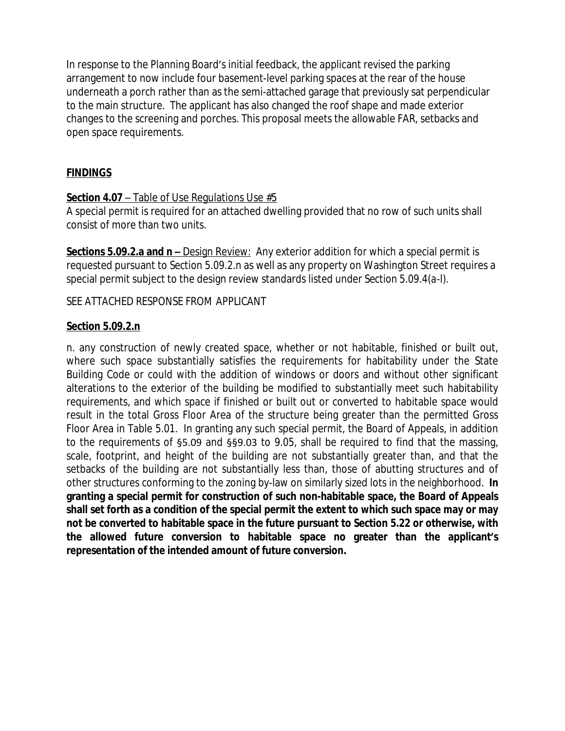In response to the Planning Board's initial feedback, the applicant revised the parking arrangement to now include four basement-level parking spaces at the rear of the house underneath a porch rather than as the semi-attached garage that previously sat perpendicular to the main structure. The applicant has also changed the roof shape and made exterior changes to the screening and porches. This proposal meets the allowable FAR, setbacks and open space requirements.

## FINDINGS

**Section 4.07** – Table of Use Regulations Use #5
A special permit is required for an attached dwelling provided that no row of such units shall consist of more than two units.

**Sections 5.09.2.a and n –** Design Review: Any exterior addition for which a special permit is requested pursuant to Section 5.09.2.n as well as any property on Washington Street requires a special permit subject to the design review standards listed under Section 5.09.4(a-l).

SEE ATTACHED RESPONSE FROM APPLICANT

**Section 5.09.2.n**

n. any construction of newly created space, whether or not habitable, finished or built out, where such space substantially satisfies the requirements for habitability under the State Building Code or could with the addition of windows or doors and without other significant alterations to the exterior of the building be modified to substantially meet such habitability requirements, and which space if finished or built out or converted to habitable space would result in the total Gross Floor Area of the structure being greater than the permitted Gross Floor Area in Table 5.01. In granting any such special permit, the Board of Appeals, in addition to the requirements of §5.09 and §§9.03 to 9.05, shall be required to find that the massing, scale, footprint, and height of the building are not substantially greater than, and that the setbacks of the building are not substantially less than, those of abutting structures and of other structures conforming to the zoning by-law on similarly sized lots in the neighborhood. **In granting a special permit for construction of such non-habitable space, the Board of Appeals shall set forth as a condition of the special permit the extent to which such space may or may not be converted to habitable space in the future pursuant to Section 5.22 or otherwise, with the allowed future conversion to habitable space no greater than the applicant's representation of the intended amount of future conversion.**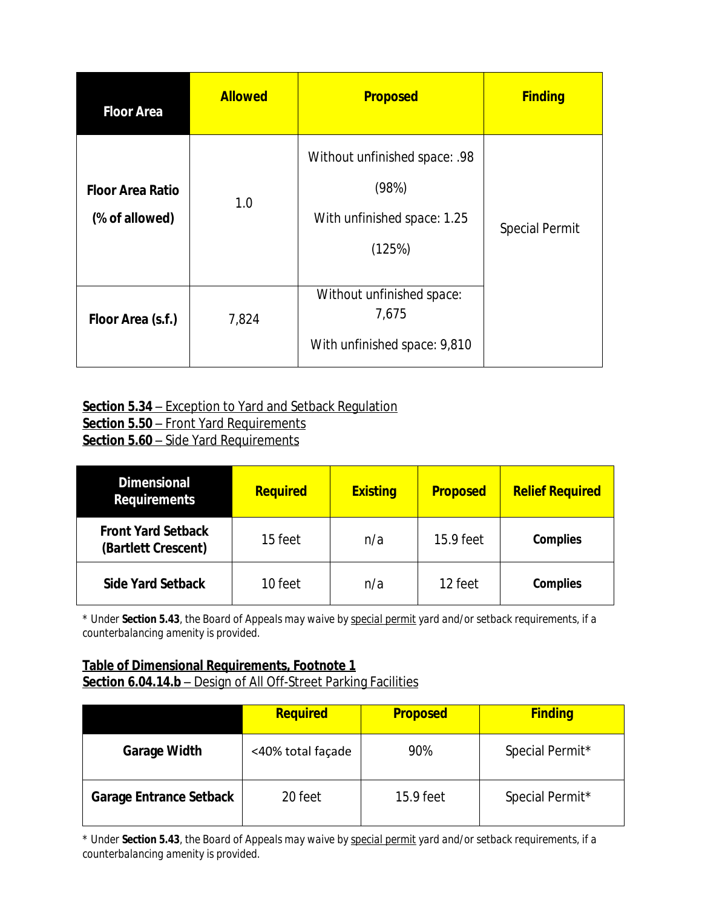| Floor Area | Allowed | Proposed | Finding |
|---|---|---|---|
| **Floor Area Ratio (% of allowed)** | 1.0 | Without unfinished space: .98 (98%) With unfinished space: 1.25 (125%) | Special Permit |
| **Floor Area (s.f.)** | 7,824 | Without unfinished space: 7,675 With unfinished space: 9,810 | |

**Section 5.34** – Exception to Yard and Setback Regulation
**Section 5.50** – Front Yard Requirements
**Section 5.60** – Side Yard Requirements

| Dimensional Requirements | Required | Existing | Proposed | Relief Required |
|---|---|---|---|---|
| **Front Yard Setback (Bartlett Crescent)** | 15 feet | n/a | 15.9 feet | **Complies** |
| **Side Yard Setback** | 10 feet | n/a | 12 feet | **Complies** |

* Under **Section 5.43**, the Board of Appeals may waive by special permit yard and/or setback requirements, if a counterbalancing amenity is provided.

**Table of Dimensional Requirements, Footnote 1**
**Section 6.04.14.b** – Design of All Off-Street Parking Facilities

| | Required | Proposed | Finding |
|---|---|---|---|
| **Garage Width** | <40% total façade | 90% | Special Permit* |
| **Garage Entrance Setback** | 20 feet | 15.9 feet | Special Permit* |

* Under **Section 5.43**, the Board of Appeals may waive by special permit yard and/or setback requirements, if a counterbalancing amenity is provided.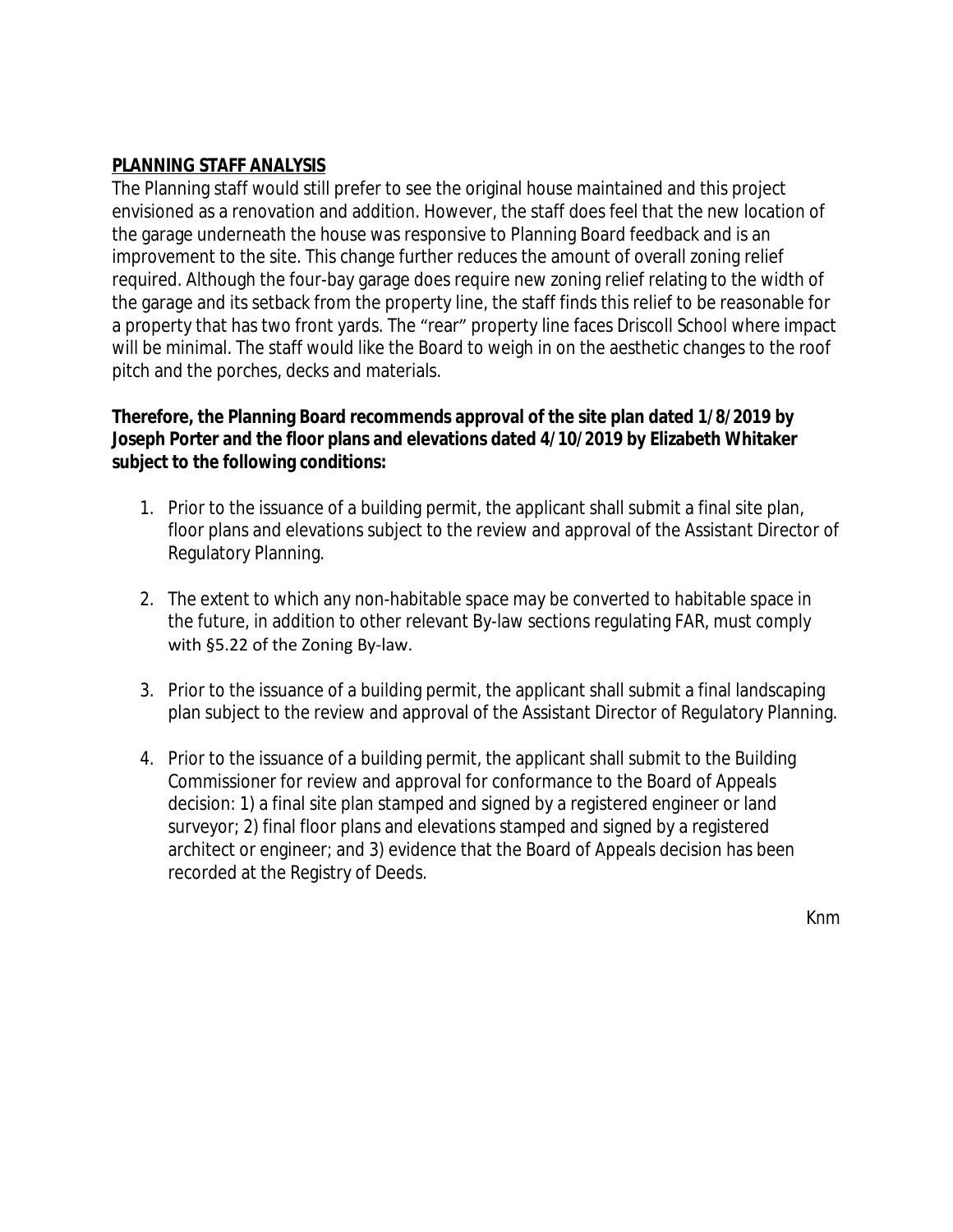## PLANNING STAFF ANALYSIS

The Planning staff would still prefer to see the original house maintained and this project envisioned as a renovation and addition. However, the staff does feel that the new location of the garage underneath the house was responsive to Planning Board feedback and is an improvement to the site. This change further reduces the amount of overall zoning relief required. Although the four-bay garage does require new zoning relief relating to the width of the garage and its setback from the property line, the staff finds this relief to be reasonable for a property that has two front yards. The "rear" property line faces Driscoll School where impact will be minimal. The staff would like the Board to weigh in on the aesthetic changes to the roof pitch and the porches, decks and materials.

**Therefore, the Planning Board recommends approval of the site plan dated 1/8/2019 by Joseph Porter and the floor plans and elevations dated 4/10/2019 by Elizabeth Whitaker subject to the following conditions:**

1. Prior to the issuance of a building permit, the applicant shall submit a final site plan, floor plans and elevations subject to the review and approval of the Assistant Director of Regulatory Planning.

2. The extent to which any non-habitable space may be converted to habitable space in the future, in addition to other relevant By-law sections regulating FAR, must comply with §5.22 of the Zoning By-law.

3. Prior to the issuance of a building permit, the applicant shall submit a final landscaping plan subject to the review and approval of the Assistant Director of Regulatory Planning.

4. Prior to the issuance of a building permit, the applicant shall submit to the Building Commissioner for review and approval for conformance to the Board of Appeals decision: 1) a final site plan stamped and signed by a registered engineer or land surveyor; 2) final floor plans and elevations stamped and signed by a registered architect or engineer; and 3) evidence that the Board of Appeals decision has been recorded at the Registry of Deeds.

Knm